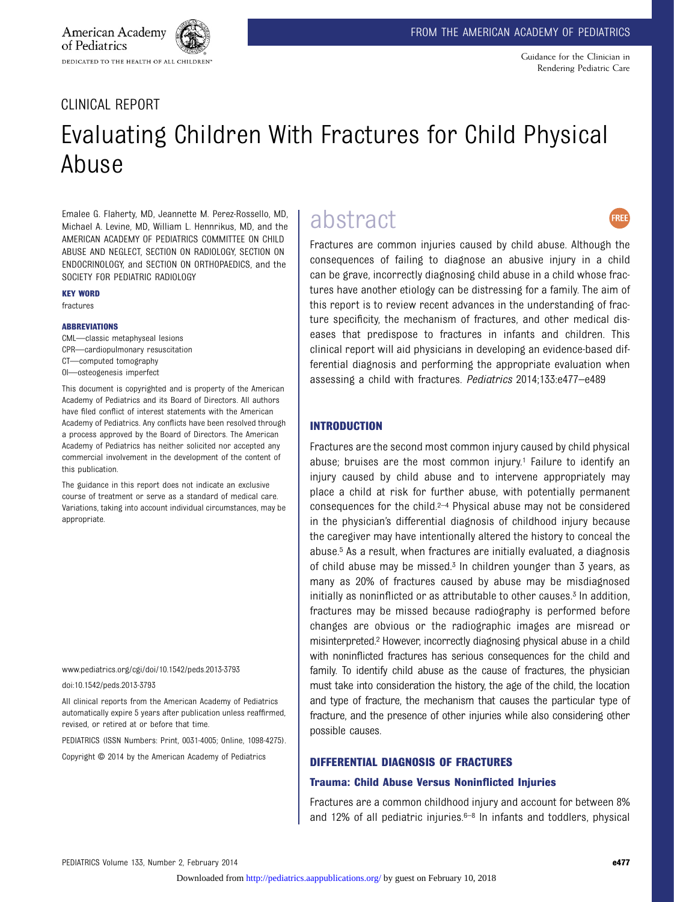American Academy of Pediatrics

DEDICATED TO THE HEALTH OF ALL CHILDREN™

FROM THE AMERICAN ACADEMY OF PEDIATRICS

Guidance for the Clinician in Rendering Pediatric Care

CLINICAL REPORT

# Evaluating Children With Fractures for Child Physical Abuse

Emalee G. Flaherty, MD, Jeannette M. Perez-Rossello, MD, Michael A. Levine, MD, William L. Hennrikus, MD, and the AMERICAN ACADEMY OF PEDIATRICS COMMITTEE ON CHILD ABUSE AND NEGLECT, SECTION ON RADIOLOGY, SECTION ON ENDOCRINOLOGY, and SECTION ON ORTHOPAEDICS, and the SOCIETY FOR PEDIATRIC RADIOLOGY

**KEY WORD**

fractures

**ABBREVIATIONS**

CML—classic metaphyseal lesions
CPR—cardiopulmonary resuscitation
CT—computed tomography
OI—osteogenesis imperfect

This document is copyrighted and is property of the American Academy of Pediatrics and its Board of Directors. All authors have filed conflict of interest statements with the American Academy of Pediatrics. Any conflicts have been resolved through a process approved by the Board of Directors. The American Academy of Pediatrics has neither solicited nor accepted any commercial involvement in the development of the content of this publication.

The guidance in this report does not indicate an exclusive course of treatment or serve as a standard of medical care. Variations, taking into account individual circumstances, may be appropriate.

www.pediatrics.org/cgi/doi/10.1542/peds.2013-3793

doi:10.1542/peds.2013-3793

All clinical reports from the American Academy of Pediatrics automatically expire 5 years after publication unless reaffirmed, revised, or retired at or before that time.

PEDIATRICS (ISSN Numbers: Print, 0031-4005; Online, 1098-4275).

Copyright © 2014 by the American Academy of Pediatrics

## abstract

FREE

Fractures are common injuries caused by child abuse. Although the consequences of failing to diagnose an abusive injury in a child can be grave, incorrectly diagnosing child abuse in a child whose fractures have another etiology can be distressing for a family. The aim of this report is to review recent advances in the understanding of fracture specificity, the mechanism of fractures, and other medical diseases that predispose to fractures in infants and children. This clinical report will aid physicians in developing an evidence-based differential diagnosis and performing the appropriate evaluation when assessing a child with fractures. *Pediatrics* 2014;133:e477–e489

## INTRODUCTION

Fractures are the second most common injury caused by child physical abuse; bruises are the most common injury.[1] Failure to identify an injury caused by child abuse and to intervene appropriately may place a child at risk for further abuse, with potentially permanent consequences for the child.[2–4] Physical abuse may not be considered in the physician's differential diagnosis of childhood injury because the caregiver may have intentionally altered the history to conceal the abuse.[5] As a result, when fractures are initially evaluated, a diagnosis of child abuse may be missed.[3] In children younger than 3 years, as many as 20% of fractures caused by abuse may be misdiagnosed initially as noninflicted or as attributable to other causes.[3] In addition, fractures may be missed because radiography is performed before changes are obvious or the radiographic images are misread or misinterpreted.[2] However, incorrectly diagnosing physical abuse in a child with noninflicted fractures has serious consequences for the child and family. To identify child abuse as the cause of fractures, the physician must take into consideration the history, the age of the child, the location and type of fracture, the mechanism that causes the particular type of fracture, and the presence of other injuries while also considering other possible causes.

## DIFFERENTIAL DIAGNOSIS OF FRACTURES

### Trauma: Child Abuse Versus Noninflicted Injuries

Fractures are a common childhood injury and account for between 8% and 12% of all pediatric injuries.[6–8] In infants and toddlers, physical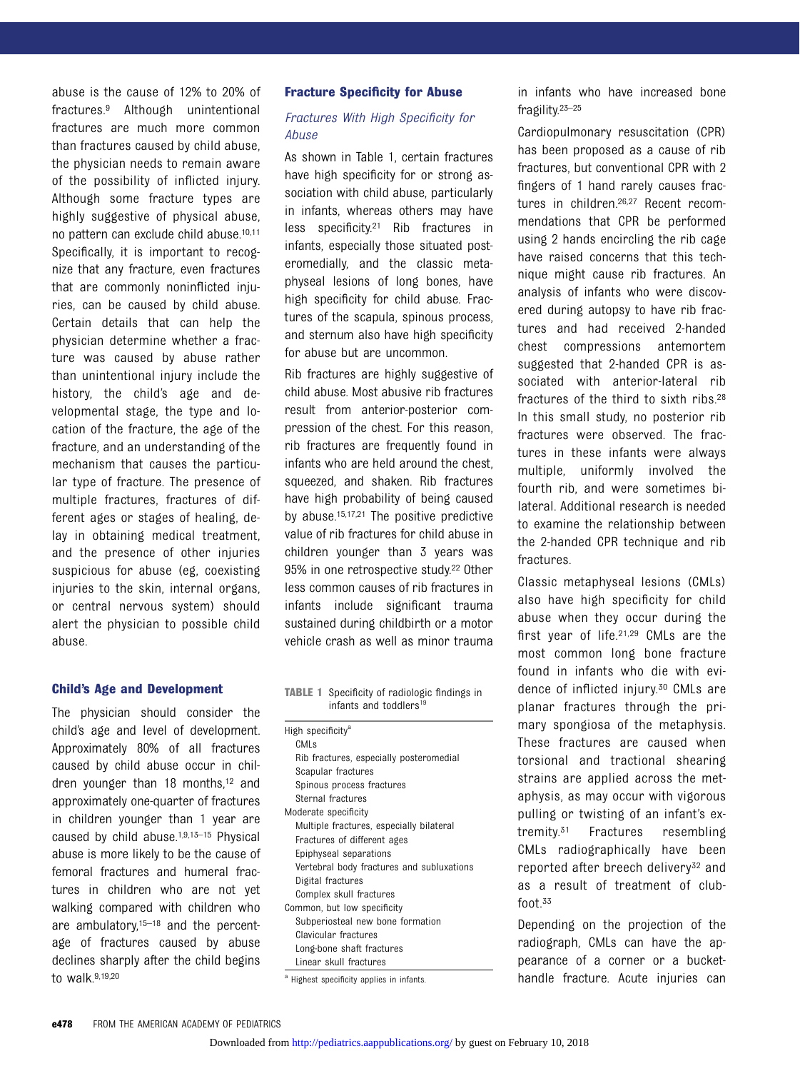abuse is the cause of 12% to 20% of fractures.[9] Although unintentional fractures are much more common than fractures caused by child abuse, the physician needs to remain aware of the possibility of inflicted injury. Although some fracture types are highly suggestive of physical abuse, no pattern can exclude child abuse.[10,11] Specifically, it is important to recognize that any fracture, even fractures that are commonly noninflicted injuries, can be caused by child abuse. Certain details that can help the physician determine whether a fracture was caused by abuse rather than unintentional injury include the history, the child's age and developmental stage, the type and location of the fracture, the age of the fracture, and an understanding of the mechanism that causes the particular type of fracture. The presence of multiple fractures, fractures of different ages or stages of healing, delay in obtaining medical treatment, and the presence of other injuries suspicious for abuse (eg, coexisting injuries to the skin, internal organs, or central nervous system) should alert the physician to possible child abuse.

## Child's Age and Development

The physician should consider the child's age and level of development. Approximately 80% of all fractures caused by child abuse occur in children younger than 18 months,[12] and approximately one-quarter of fractures in children younger than 1 year are caused by child abuse.[1,9,13–15] Physical abuse is more likely to be the cause of femoral fractures and humeral fractures in children who are not yet walking compared with children who are ambulatory,[15–18] and the percentage of fractures caused by abuse declines sharply after the child begins to walk.[9,19,20]

## Fracture Specificity for Abuse

### *Fractures With High Specificity for Abuse*

As shown in Table 1, certain fractures have high specificity for or strong association with child abuse, particularly in infants, whereas others may have less specificity.[21] Rib fractures in infants, especially those situated posteromedially, and the classic metaphyseal lesions of long bones, have high specificity for child abuse. Fractures of the scapula, spinous process, and sternum also have high specificity for abuse but are uncommon.

Rib fractures are highly suggestive of child abuse. Most abusive rib fractures result from anterior-posterior compression of the chest. For this reason, rib fractures are frequently found in infants who are held around the chest, squeezed, and shaken. Rib fractures have high probability of being caused by abuse.[15,17,21] The positive predictive value of rib fractures for child abuse in children younger than 3 years was 95% in one retrospective study.[22] Other less common causes of rib fractures in infants include significant trauma sustained during childbirth or a motor vehicle crash as well as minor trauma in infants who have increased bone fragility.[23–25]

**TABLE 1** Specificity of radiologic findings in infants and toddlers[19]

| Specificity | Finding |
|---|---|
| High specificity[a] | |
| | CMLs |
| | Rib fractures, especially posteromedial |
| | Scapular fractures |
| | Spinous process fractures |
| | Sternal fractures |
| Moderate specificity | |
| | Multiple fractures, especially bilateral |
| | Fractures of different ages |
| | Epiphyseal separations |
| | Vertebral body fractures and subluxations |
| | Digital fractures |
| | Complex skull fractures |
| Common, but low specificity | |
| | Subperiosteal new bone formation |
| | Clavicular fractures |
| | Long-bone shaft fractures |
| | Linear skull fractures |

[a] Highest specificity applies in infants.

Cardiopulmonary resuscitation (CPR) has been proposed as a cause of rib fractures, but conventional CPR with 2 fingers of 1 hand rarely causes fractures in children.[26,27] Recent recommendations that CPR be performed using 2 hands encircling the rib cage have raised concerns that this technique might cause rib fractures. An analysis of infants who were discovered during autopsy to have rib fractures and had received 2-handed chest compressions antemortem suggested that 2-handed CPR is associated with anterior-lateral rib fractures of the third to sixth ribs.[28] In this small study, no posterior rib fractures were observed. The fractures in these infants were always multiple, uniformly involved the fourth rib, and were sometimes bilateral. Additional research is needed to examine the relationship between the 2-handed CPR technique and rib fractures.

Classic metaphyseal lesions (CMLs) also have high specificity for child abuse when they occur during the first year of life.[21,29] CMLs are the most common long bone fracture found in infants who die with evidence of inflicted injury.[30] CMLs are planar fractures through the primary spongiosa of the metaphysis. These fractures are caused when torsional and tractional shearing strains are applied across the metaphysis, as may occur with vigorous pulling or twisting of an infant's extremity.[31] Fractures resembling CMLs radiographically have been reported after breech delivery[32] and as a result of treatment of clubfoot.[33]

Depending on the projection of the radiograph, CMLs can have the appearance of a corner or a bucket-handle fracture. Acute injuries can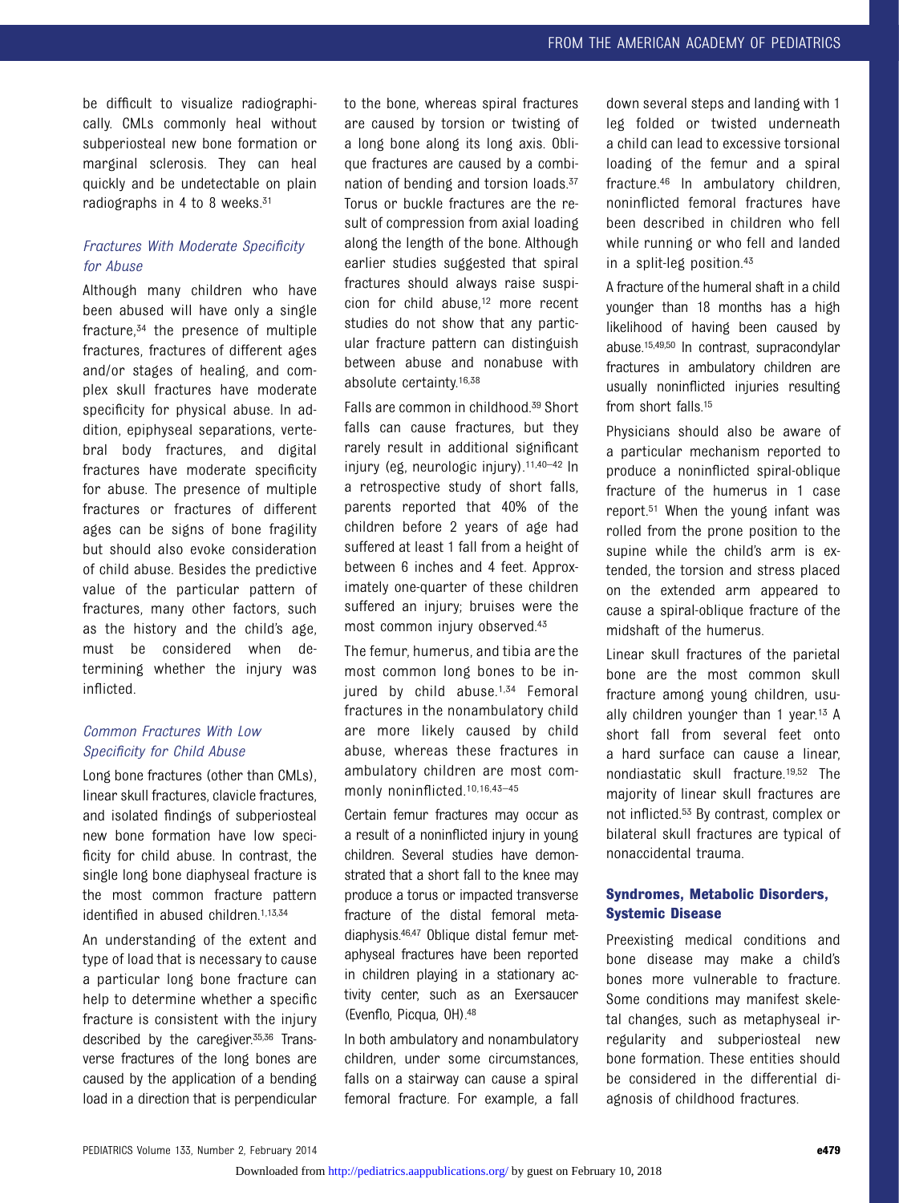be difficult to visualize radiographically. CMLs commonly heal without subperiosteal new bone formation or marginal sclerosis. They can heal quickly and be undetectable on plain radiographs in 4 to 8 weeks.[31]

### *Fractures With Moderate Specificity for Abuse*

Although many children who have been abused will have only a single fracture,[34] the presence of multiple fractures, fractures of different ages and/or stages of healing, and complex skull fractures have moderate specificity for physical abuse. In addition, epiphyseal separations, vertebral body fractures, and digital fractures have moderate specificity for abuse. The presence of multiple fractures or fractures of different ages can be signs of bone fragility but should also evoke consideration of child abuse. Besides the predictive value of the particular pattern of fractures, many other factors, such as the history and the child's age, must be considered when determining whether the injury was inflicted.

### *Common Fractures With Low Specificity for Child Abuse*

Long bone fractures (other than CMLs), linear skull fractures, clavicle fractures, and isolated findings of subperiosteal new bone formation have low specificity for child abuse. In contrast, the single long bone diaphyseal fracture is the most common fracture pattern identified in abused children.[1,13,34]

An understanding of the extent and type of load that is necessary to cause a particular long bone fracture can help to determine whether a specific fracture is consistent with the injury described by the caregiver.[35,36] Transverse fractures of the long bones are caused by the application of a bending load in a direction that is perpendicular to the bone, whereas spiral fractures are caused by torsion or twisting of a long bone along its long axis. Oblique fractures are caused by a combination of bending and torsion loads.[37] Torus or buckle fractures are the result of compression from axial loading along the length of the bone. Although earlier studies suggested that spiral fractures should always raise suspicion for child abuse,[12] more recent studies do not show that any particular fracture pattern can distinguish between abuse and nonabuse with absolute certainty.[16,38]

Falls are common in childhood.[39] Short falls can cause fractures, but they rarely result in additional significant injury (eg, neurologic injury).[11,40–42] In a retrospective study of short falls, parents reported that 40% of the children before 2 years of age had suffered at least 1 fall from a height of between 6 inches and 4 feet. Approximately one-quarter of these children suffered an injury; bruises were the most common injury observed.[43]

The femur, humerus, and tibia are the most common long bones to be injured by child abuse.[1,34] Femoral fractures in the nonambulatory child are more likely caused by child abuse, whereas these fractures in ambulatory children are most commonly noninflicted.[10,16,43–45]

Certain femur fractures may occur as a result of a noninflicted injury in young children. Several studies have demonstrated that a short fall to the knee may produce a torus or impacted transverse fracture of the distal femoral metadiaphysis.[46,47] Oblique distal femur metaphyseal fractures have been reported in children playing in a stationary activity center, such as an Exersaucer (Evenflo, Picqua, OH).[48]

In both ambulatory and nonambulatory children, under some circumstances, falls on a stairway can cause a spiral femoral fracture. For example, a fall down several steps and landing with 1 leg folded or twisted underneath a child can lead to excessive torsional loading of the femur and a spiral fracture.[46] In ambulatory children, noninflicted femoral fractures have been described in children who fell while running or who fell and landed in a split-leg position.[43]

A fracture of the humeral shaft in a child younger than 18 months has a high likelihood of having been caused by abuse.[15,49,50] In contrast, supracondylar fractures in ambulatory children are usually noninflicted injuries resulting from short falls.[15]

Physicians should also be aware of a particular mechanism reported to produce a noninflicted spiral-oblique fracture of the humerus in 1 case report.[51] When the young infant was rolled from the prone position to the supine while the child's arm is extended, the torsion and stress placed on the extended arm appeared to cause a spiral-oblique fracture of the midshaft of the humerus.

Linear skull fractures of the parietal bone are the most common skull fracture among young children, usually children younger than 1 year.[13] A short fall from several feet onto a hard surface can cause a linear, nondiastatic skull fracture.[19,52] The majority of linear skull fractures are not inflicted.[53] By contrast, complex or bilateral skull fractures are typical of nonaccidental trauma.

## **Syndromes, Metabolic Disorders, Systemic Disease**

Preexisting medical conditions and bone disease may make a child's bones more vulnerable to fracture. Some conditions may manifest skeletal changes, such as metaphyseal irregularity and subperiosteal new bone formation. These entities should be considered in the differential diagnosis of childhood fractures.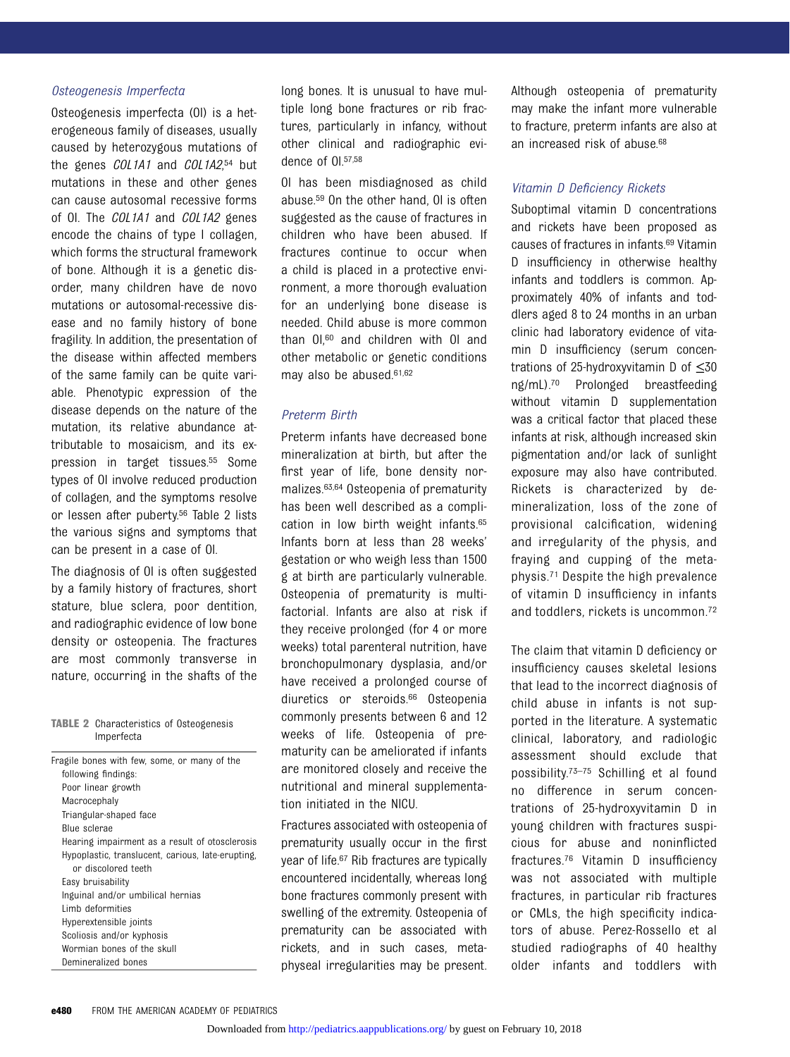### *Osteogenesis Imperfecta*

Osteogenesis imperfecta (OI) is a heterogeneous family of diseases, usually caused by heterozygous mutations of the genes *COL1A1* and *COL1A2*,[54] but mutations in these and other genes can cause autosomal recessive forms of OI. The *COL1A1* and *COL1A2* genes encode the chains of type I collagen, which forms the structural framework of bone. Although it is a genetic disorder, many children have de novo mutations or autosomal-recessive disease and no family history of bone fragility. In addition, the presentation of the disease within affected members of the same family can be quite variable. Phenotypic expression of the disease depends on the nature of the mutation, its relative abundance attributable to mosaicism, and its expression in target tissues.[55] Some types of OI involve reduced production of collagen, and the symptoms resolve or lessen after puberty.[56] Table 2 lists the various signs and symptoms that can be present in a case of OI.

The diagnosis of OI is often suggested by a family history of fractures, short stature, blue sclera, poor dentition, and radiographic evidence of low bone density or osteopenia. The fractures are most commonly transverse in nature, occurring in the shafts of the long bones. It is unusual to have multiple long bone fractures or rib fractures, particularly in infancy, without other clinical and radiographic evidence of OI.[57,58]

**TABLE 2** Characteristics of Osteogenesis Imperfecta

| |
|---|
| Fragile bones with few, some, or many of the following findings: |
| Poor linear growth |
| Macrocephaly |
| Triangular-shaped face |
| Blue sclerae |
| Hearing impairment as a result of otosclerosis |
| Hypoplastic, translucent, carious, late-erupting, or discolored teeth |
| Easy bruisability |
| Inguinal and/or umbilical hernias |
| Limb deformities |
| Hyperextensible joints |
| Scoliosis and/or kyphosis |
| Wormian bones of the skull |
| Demineralized bones |

OI has been misdiagnosed as child abuse.[59] On the other hand, OI is often suggested as the cause of fractures in children who have been abused. If fractures continue to occur when a child is placed in a protective environment, a more thorough evaluation for an underlying bone disease is needed. Child abuse is more common than OI,[60] and children with OI and other metabolic or genetic conditions may also be abused.[61,62]

### *Preterm Birth*

Preterm infants have decreased bone mineralization at birth, but after the first year of life, bone density normalizes.[63,64] Osteopenia of prematurity has been well described as a complication in low birth weight infants.[65] Infants born at less than 28 weeks' gestation or who weigh less than 1500 g at birth are particularly vulnerable. Osteopenia of prematurity is multifactorial. Infants are also at risk if they receive prolonged (for 4 or more weeks) total parenteral nutrition, have bronchopulmonary dysplasia, and/or have received a prolonged course of diuretics or steroids.[66] Osteopenia commonly presents between 6 and 12 weeks of life. Osteopenia of prematurity can be ameliorated if infants are monitored closely and receive the nutritional and mineral supplementation initiated in the NICU.

Fractures associated with osteopenia of prematurity usually occur in the first year of life.[67] Rib fractures are typically encountered incidentally, whereas long bone fractures commonly present with swelling of the extremity. Osteopenia of prematurity can be associated with rickets, and in such cases, metaphyseal irregularities may be present. Although osteopenia of prematurity may make the infant more vulnerable to fracture, preterm infants are also at an increased risk of abuse.[68]

### *Vitamin D Deficiency Rickets*

Suboptimal vitamin D concentrations and rickets have been proposed as causes of fractures in infants.[69] Vitamin D insufficiency in otherwise healthy infants and toddlers is common. Approximately 40% of infants and toddlers aged 8 to 24 months in an urban clinic had laboratory evidence of vitamin D insufficiency (serum concentrations of 25-hydroxyvitamin D of $\leq$30 ng/mL).[70] Prolonged breastfeeding without vitamin D supplementation was a critical factor that placed these infants at risk, although increased skin pigmentation and/or lack of sunlight exposure may also have contributed. Rickets is characterized by demineralization, loss of the zone of provisional calcification, widening and irregularity of the physis, and fraying and cupping of the metaphysis.[71] Despite the high prevalence of vitamin D insufficiency in infants and toddlers, rickets is uncommon.[72]

The claim that vitamin D deficiency or insufficiency causes skeletal lesions that lead to the incorrect diagnosis of child abuse in infants is not supported in the literature. A systematic clinical, laboratory, and radiologic assessment should exclude that possibility.[73–75] Schilling et al found no difference in serum concentrations of 25-hydroxyvitamin D in young children with fractures suspicious for abuse and noninflicted fractures.[76] Vitamin D insufficiency was not associated with multiple fractures, in particular rib fractures or CMLs, the high specificity indicators of abuse. Perez-Rossello et al studied radiographs of 40 healthy older infants and toddlers with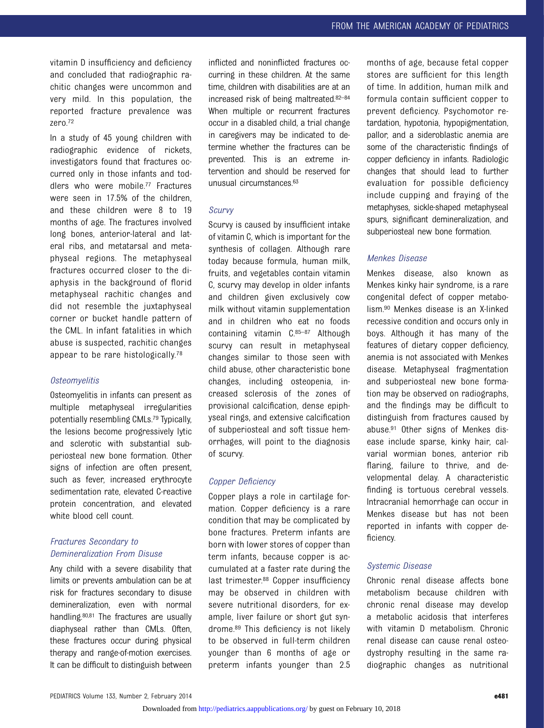vitamin D insufficiency and deficiency and concluded that radiographic rachitic changes were uncommon and very mild. In this population, the reported fracture prevalence was zero.[72]

In a study of 45 young children with radiographic evidence of rickets, investigators found that fractures occurred only in those infants and toddlers who were mobile.[77] Fractures were seen in 17.5% of the children, and these children were 8 to 19 months of age. The fractures involved long bones, anterior-lateral and lateral ribs, and metatarsal and metaphyseal regions. The metaphyseal fractures occurred closer to the diaphysis in the background of florid metaphyseal rachitic changes and did not resemble the juxtaphyseal corner or bucket handle pattern of the CML. In infant fatalities in which abuse is suspected, rachitic changes appear to be rare histologically.[78]

### *Osteomyelitis*

Osteomyelitis in infants can present as multiple metaphyseal irregularities potentially resembling CMLs.[79] Typically, the lesions become progressively lytic and sclerotic with substantial subperiosteal new bone formation. Other signs of infection are often present, such as fever, increased erythrocyte sedimentation rate, elevated C-reactive protein concentration, and elevated white blood cell count.

### *Fractures Secondary to Demineralization From Disuse*

Any child with a severe disability that limits or prevents ambulation can be at risk for fractures secondary to disuse demineralization, even with normal handling.[80,81] The fractures are usually diaphyseal rather than CMLs. Often, these fractures occur during physical therapy and range-of-motion exercises. It can be difficult to distinguish between inflicted and noninflicted fractures occurring in these children. At the same time, children with disabilities are at an increased risk of being maltreated.[82–84] When multiple or recurrent fractures occur in a disabled child, a trial change in caregivers may be indicated to determine whether the fractures can be prevented. This is an extreme intervention and should be reserved for unusual circumstances.[63]

### *Scurvy*

Scurvy is caused by insufficient intake of vitamin C, which is important for the synthesis of collagen. Although rare today because formula, human milk, fruits, and vegetables contain vitamin C, scurvy may develop in older infants and children given exclusively cow milk without vitamin supplementation and in children who eat no foods containing vitamin C.[85–87] Although scurvy can result in metaphyseal changes similar to those seen with child abuse, other characteristic bone changes, including osteopenia, increased sclerosis of the zones of provisional calcification, dense epiphyseal rings, and extensive calcification of subperiosteal and soft tissue hemorrhages, will point to the diagnosis of scurvy.

### *Copper Deficiency*

Copper plays a role in cartilage formation. Copper deficiency is a rare condition that may be complicated by bone fractures. Preterm infants are born with lower stores of copper than term infants, because copper is accumulated at a faster rate during the last trimester.[88] Copper insufficiency may be observed in children with severe nutritional disorders, for example, liver failure or short gut syndrome.[89] This deficiency is not likely to be observed in full-term children younger than 6 months of age or preterm infants younger than 2.5 months of age, because fetal copper stores are sufficient for this length of time. In addition, human milk and formula contain sufficient copper to prevent deficiency. Psychomotor retardation, hypotonia, hypopigmentation, pallor, and a sideroblastic anemia are some of the characteristic findings of copper deficiency in infants. Radiologic changes that should lead to further evaluation for possible deficiency include cupping and fraying of the metaphyses, sickle-shaped metaphyseal spurs, significant demineralization, and subperiosteal new bone formation.

### *Menkes Disease*

Menkes disease, also known as Menkes kinky hair syndrome, is a rare congenital defect of copper metabolism.[90] Menkes disease is an X-linked recessive condition and occurs only in boys. Although it has many of the features of dietary copper deficiency, anemia is not associated with Menkes disease. Metaphyseal fragmentation and subperiosteal new bone formation may be observed on radiographs, and the findings may be difficult to distinguish from fractures caused by abuse.[91] Other signs of Menkes disease include sparse, kinky hair, calvarial wormian bones, anterior rib flaring, failure to thrive, and developmental delay. A characteristic finding is tortuous cerebral vessels. Intracranial hemorrhage can occur in Menkes disease but has not been reported in infants with copper deficiency.

### *Systemic Disease*

Chronic renal disease affects bone metabolism because children with chronic renal disease may develop a metabolic acidosis that interferes with vitamin D metabolism. Chronic renal disease can cause renal osteodystrophy resulting in the same radiographic changes as nutritional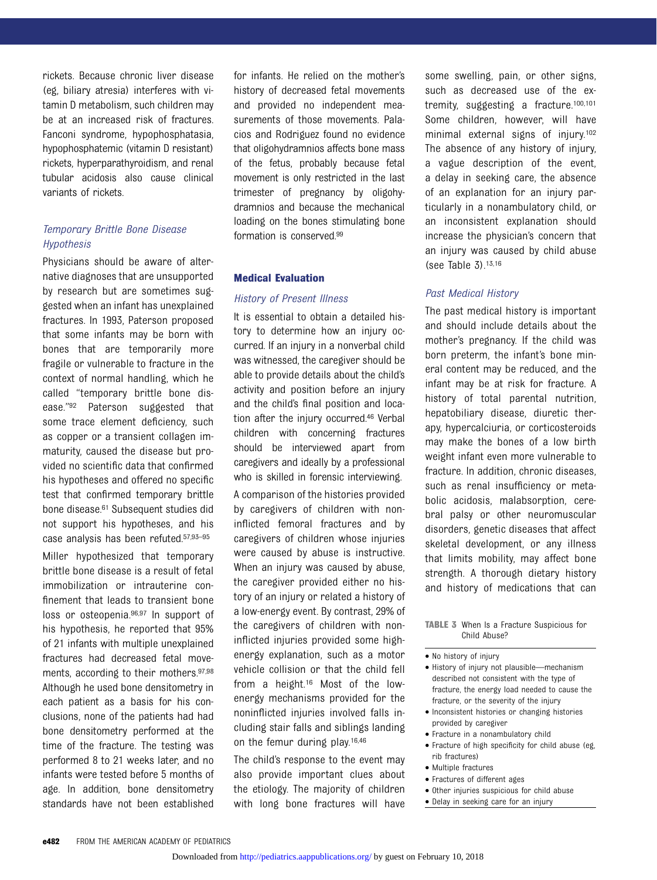rickets. Because chronic liver disease (eg, biliary atresia) interferes with vitamin D metabolism, such children may be at an increased risk of fractures. Fanconi syndrome, hypophosphatasia, hypophosphatemic (vitamin D resistant) rickets, hyperparathyroidism, and renal tubular acidosis also cause clinical variants of rickets.

### *Temporary Brittle Bone Disease Hypothesis*

Physicians should be aware of alternative diagnoses that are unsupported by research but are sometimes suggested when an infant has unexplained fractures. In 1993, Paterson proposed that some infants may be born with bones that are temporarily more fragile or vulnerable to fracture in the context of normal handling, which he called "temporary brittle bone disease."[92] Paterson suggested that some trace element deficiency, such as copper or a transient collagen immaturity, caused the disease but provided no scientific data that confirmed his hypotheses and offered no specific test that confirmed temporary brittle bone disease.[61] Subsequent studies did not support his hypotheses, and his case analysis has been refuted.[57,93–95]

Miller hypothesized that temporary brittle bone disease is a result of fetal immobilization or intrauterine confinement that leads to transient bone loss or osteopenia.[96,97] In support of his hypothesis, he reported that 95% of 21 infants with multiple unexplained fractures had decreased fetal movements, according to their mothers.[97,98] Although he used bone densitometry in each patient as a basis for his conclusions, none of the patients had had bone densitometry performed at the time of the fracture. The testing was performed 8 to 21 weeks later, and no infants were tested before 5 months of age. In addition, bone densitometry standards have not been established for infants. He relied on the mother's history of decreased fetal movements and provided no independent measurements of those movements. Palacios and Rodriguez found no evidence that oligohydramnios affects bone mass of the fetus, probably because fetal movement is only restricted in the last trimester of pregnancy by oligohydramnios and because the mechanical loading on the bones stimulating bone formation is conserved.[99]

## Medical Evaluation

### *History of Present Illness*

It is essential to obtain a detailed history to determine how an injury occurred. If an injury in a nonverbal child was witnessed, the caregiver should be able to provide details about the child's activity and position before an injury and the child's final position and location after the injury occurred.[46] Verbal children with concerning fractures should be interviewed apart from caregivers and ideally by a professional who is skilled in forensic interviewing.

A comparison of the histories provided by caregivers of children with noninflicted femoral fractures and by caregivers of children whose injuries were caused by abuse is instructive. When an injury was caused by abuse, the caregiver provided either no history of an injury or related a history of a low-energy event. By contrast, 29% of the caregivers of children with noninflicted injuries provided some high-energy explanation, such as a motor vehicle collision or that the child fell from a height.[16] Most of the low-energy mechanisms provided for the noninflicted injuries involved falls including stair falls and siblings landing on the femur during play.[16,46]

The child's response to the event may also provide important clues about the etiology. The majority of children with long bone fractures will have some swelling, pain, or other signs, such as decreased use of the extremity, suggesting a fracture.[100,101] Some children, however, will have minimal external signs of injury.[102] The absence of any history of injury, a vague description of the event, a delay in seeking care, the absence of an explanation for an injury particularly in a nonambulatory child, or an inconsistent explanation should increase the physician's concern that an injury was caused by child abuse (see Table 3).[13,16]

### *Past Medical History*

The past medical history is important and should include details about the mother's pregnancy. If the child was born preterm, the infant's bone mineral content may be reduced, and the infant may be at risk for fracture. A history of total parental nutrition, hepatobiliary disease, diuretic therapy, hypercalciuria, or corticosteroids may make the bones of a low birth weight infant even more vulnerable to fracture. In addition, chronic diseases, such as renal insufficiency or metabolic acidosis, malabsorption, cerebral palsy or other neuromuscular disorders, genetic diseases that affect skeletal development, or any illness that limits mobility, may affect bone strength. A thorough dietary history and history of medications that can

**TABLE 3** When Is a Fracture Suspicious for Child Abuse?

- No history of injury
- History of injury not plausible—mechanism described not consistent with the type of fracture, the energy load needed to cause the fracture, or the severity of the injury
- Inconsistent histories or changing histories provided by caregiver
- Fracture in a nonambulatory child
- Fracture of high specificity for child abuse (eg, rib fractures)
- Multiple fractures
- Fractures of different ages
- Other injuries suspicious for child abuse
- Delay in seeking care for an injury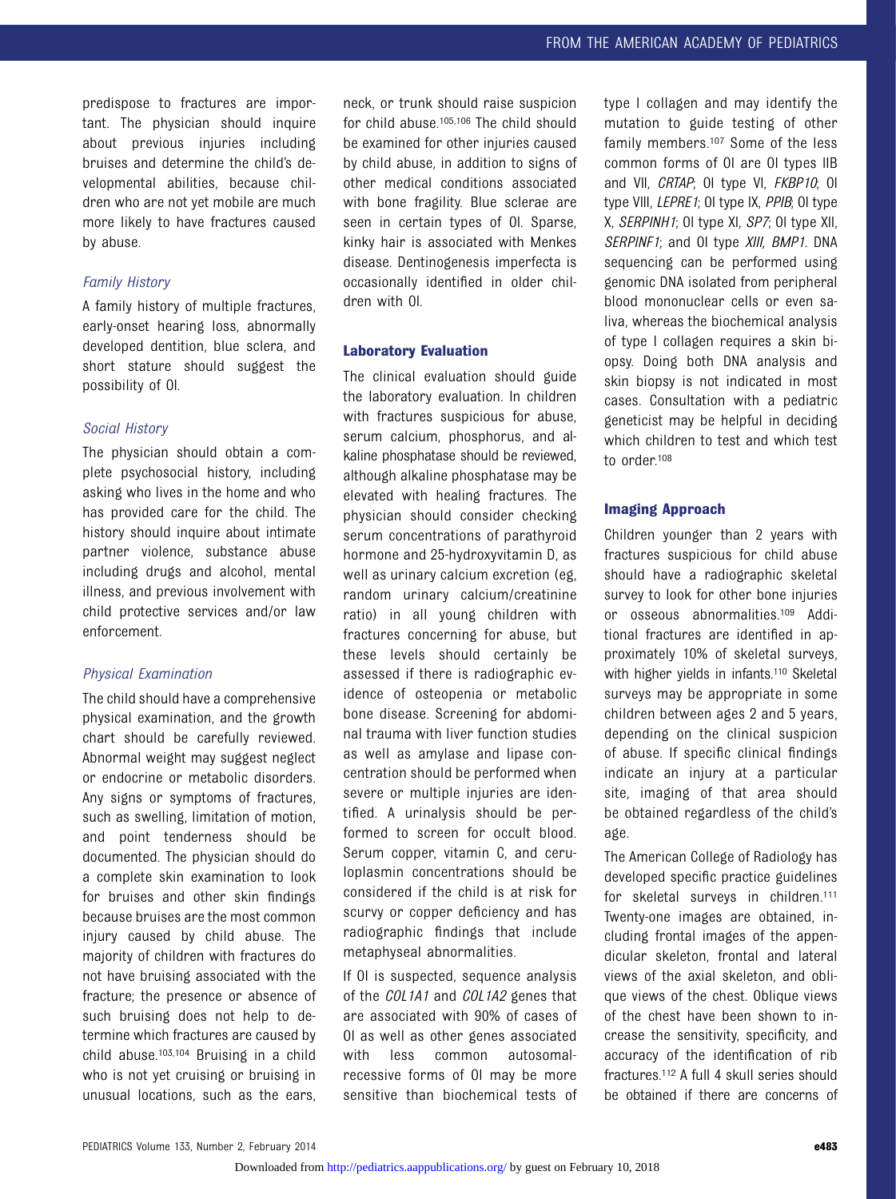predispose to fractures are important. The physician should inquire about previous injuries including bruises and determine the child's developmental abilities, because children who are not yet mobile are much more likely to have fractures caused by abuse.

*Family History*

A family history of multiple fractures, early-onset hearing loss, abnormally developed dentition, blue sclera, and short stature should suggest the possibility of OI.

*Social History*

The physician should obtain a complete psychosocial history, including asking who lives in the home and who has provided care for the child. The history should inquire about intimate partner violence, substance abuse including drugs and alcohol, mental illness, and previous involvement with child protective services and/or law enforcement.

*Physical Examination*

The child should have a comprehensive physical examination, and the growth chart should be carefully reviewed. Abnormal weight may suggest neglect or endocrine or metabolic disorders. Any signs or symptoms of fractures, such as swelling, limitation of motion, and point tenderness should be documented. The physician should do a complete skin examination to look for bruises and other skin findings because bruises are the most common injury caused by child abuse. The majority of children with fractures do not have bruising associated with the fracture; the presence or absence of such bruising does not help to determine which fractures are caused by child abuse.[103,104] Bruising in a child who is not yet cruising or bruising in unusual locations, such as the ears, neck, or trunk should raise suspicion for child abuse.[105,106] The child should be examined for other injuries caused by child abuse, in addition to signs of other medical conditions associated with bone fragility. Blue sclerae are seen in certain types of OI. Sparse, kinky hair is associated with Menkes disease. Dentinogenesis imperfecta is occasionally identified in older children with OI.

## Laboratory Evaluation

The clinical evaluation should guide the laboratory evaluation. In children with fractures suspicious for abuse, serum calcium, phosphorus, and alkaline phosphatase should be reviewed, although alkaline phosphatase may be elevated with healing fractures. The physician should consider checking serum concentrations of parathyroid hormone and 25-hydroxyvitamin D, as well as urinary calcium excretion (eg, random urinary calcium/creatinine ratio) in all young children with fractures concerning for abuse, but these levels should certainly be assessed if there is radiographic evidence of osteopenia or metabolic bone disease. Screening for abdominal trauma with liver function studies as well as amylase and lipase concentration should be performed when severe or multiple injuries are identified. A urinalysis should be performed to screen for occult blood. Serum copper, vitamin C, and ceruloplasmin concentrations should be considered if the child is at risk for scurvy or copper deficiency and has radiographic findings that include metaphyseal abnormalities.

If OI is suspected, sequence analysis of the *COL1A1* and *COL1A2* genes that are associated with 90% of cases of OI as well as other genes associated with less common autosomal-recessive forms of OI may be more sensitive than biochemical tests of type I collagen and may identify the mutation to guide testing of other family members.[107] Some of the less common forms of OI are OI types IIB and VII, *CRTAP*; OI type VI, *FKBP10*; OI type VIII, *LEPRE1*; OI type IX, *PPIB*; OI type X, *SERPINH1*; OI type XI, *SP7*; OI type XII, *SERPINF1*; and OI type *XIII, BMP1*. DNA sequencing can be performed using genomic DNA isolated from peripheral blood mononuclear cells or even saliva, whereas the biochemical analysis of type I collagen requires a skin biopsy. Doing both DNA analysis and skin biopsy is not indicated in most cases. Consultation with a pediatric geneticist may be helpful in deciding which children to test and which test to order.[108]

## Imaging Approach

Children younger than 2 years with fractures suspicious for child abuse should have a radiographic skeletal survey to look for other bone injuries or osseous abnormalities.[109] Additional fractures are identified in approximately 10% of skeletal surveys, with higher yields in infants.[110] Skeletal surveys may be appropriate in some children between ages 2 and 5 years, depending on the clinical suspicion of abuse. If specific clinical findings indicate an injury at a particular site, imaging of that area should be obtained regardless of the child's age.

The American College of Radiology has developed specific practice guidelines for skeletal surveys in children.[111] Twenty-one images are obtained, including frontal images of the appendicular skeleton, frontal and lateral views of the axial skeleton, and oblique views of the chest. Oblique views of the chest have been shown to increase the sensitivity, specificity, and accuracy of the identification of rib fractures.[112] A full 4 skull series should be obtained if there are concerns of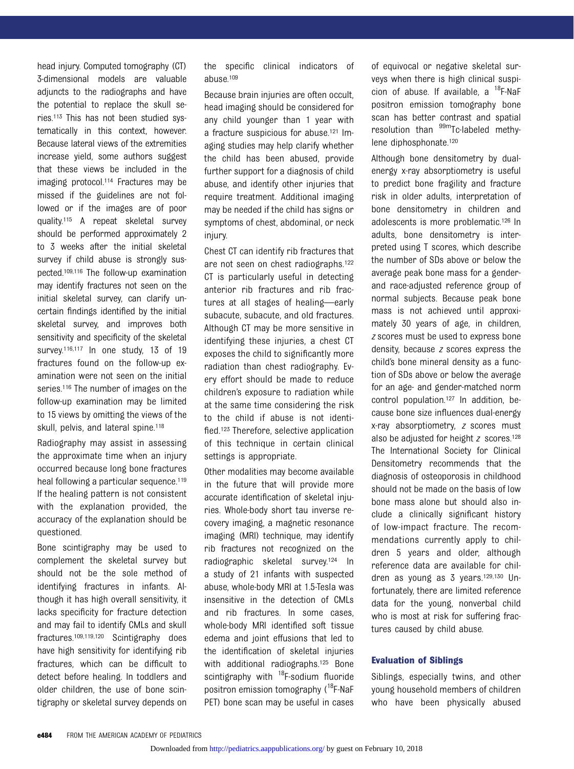head injury. Computed tomography (CT) 3-dimensional models are valuable adjuncts to the radiographs and have the potential to replace the skull series.[113] This has not been studied systematically in this context, however. Because lateral views of the extremities increase yield, some authors suggest that these views be included in the imaging protocol.[114] Fractures may be missed if the guidelines are not followed or if the images are of poor quality.[115] A repeat skeletal survey should be performed approximately 2 to 3 weeks after the initial skeletal survey if child abuse is strongly suspected.[109,116] The follow-up examination may identify fractures not seen on the initial skeletal survey, can clarify uncertain findings identified by the initial skeletal survey, and improves both sensitivity and specificity of the skeletal survey.[116,117] In one study, 13 of 19 fractures found on the follow-up examination were not seen on the initial series.[116] The number of images on the follow-up examination may be limited to 15 views by omitting the views of the skull, pelvis, and lateral spine.[118]

Radiography may assist in assessing the approximate time when an injury occurred because long bone fractures heal following a particular sequence.[119] If the healing pattern is not consistent with the explanation provided, the accuracy of the explanation should be questioned.

Bone scintigraphy may be used to complement the skeletal survey but should not be the sole method of identifying fractures in infants. Although it has high overall sensitivity, it lacks specificity for fracture detection and may fail to identify CMLs and skull fractures.[109,119,120] Scintigraphy does have high sensitivity for identifying rib fractures, which can be difficult to detect before healing. In toddlers and older children, the use of bone scintigraphy or skeletal survey depends on the specific clinical indicators of abuse.[109]

Because brain injuries are often occult, head imaging should be considered for any child younger than 1 year with a fracture suspicious for abuse.[121] Imaging studies may help clarify whether the child has been abused, provide further support for a diagnosis of child abuse, and identify other injuries that require treatment. Additional imaging may be needed if the child has signs or symptoms of chest, abdominal, or neck injury.

Chest CT can identify rib fractures that are not seen on chest radiographs.[122] CT is particularly useful in detecting anterior rib fractures and rib fractures at all stages of healing—early subacute, subacute, and old fractures. Although CT may be more sensitive in identifying these injuries, a chest CT exposes the child to significantly more radiation than chest radiography. Every effort should be made to reduce children's exposure to radiation while at the same time considering the risk to the child if abuse is not identified.[123] Therefore, selective application of this technique in certain clinical settings is appropriate.

Other modalities may become available in the future that will provide more accurate identification of skeletal injuries. Whole-body short tau inverse recovery imaging, a magnetic resonance imaging (MRI) technique, may identify rib fractures not recognized on the radiographic skeletal survey.[124] In a study of 21 infants with suspected abuse, whole-body MRI at 1.5-Tesla was insensitive in the detection of CMLs and rib fractures. In some cases, whole-body MRI identified soft tissue edema and joint effusions that led to the identification of skeletal injuries with additional radiographs.[125] Bone scintigraphy with $^{18}$F-sodium fluoride positron emission tomography ($^{18}$F-NaF PET) bone scan may be useful in cases of equivocal or negative skeletal surveys when there is high clinical suspicion of abuse. If available, a $^{18}$F-NaF positron emission tomography bone scan has better contrast and spatial resolution than $^{99m}$Tc-labeled methylene diphosphonate.[120]

Although bone densitometry by dual-energy x-ray absorptiometry is useful to predict bone fragility and fracture risk in older adults, interpretation of bone densitometry in children and adolescents is more problematic.[126] In adults, bone densitometry is interpreted using T scores, which describe the number of SDs above or below the average peak bone mass for a gender- and race-adjusted reference group of normal subjects. Because peak bone mass is not achieved until approximately 30 years of age, in children, *z* scores must be used to express bone density, because *z* scores express the child's bone mineral density as a function of SDs above or below the average for an age- and gender-matched norm control population.[127] In addition, because bone size influences dual-energy x-ray absorptiometry, *z* scores must also be adjusted for height *z* scores.[128] The International Society for Clinical Densitometry recommends that the diagnosis of osteoporosis in childhood should not be made on the basis of low bone mass alone but should also include a clinically significant history of low-impact fracture. The recommendations currently apply to children 5 years and older, although reference data are available for children as young as 3 years.[129,130] Unfortunately, there are limited reference data for the young, nonverbal child who is most at risk for suffering fractures caused by child abuse.

### Evaluation of Siblings

Siblings, especially twins, and other young household members of children who have been physically abused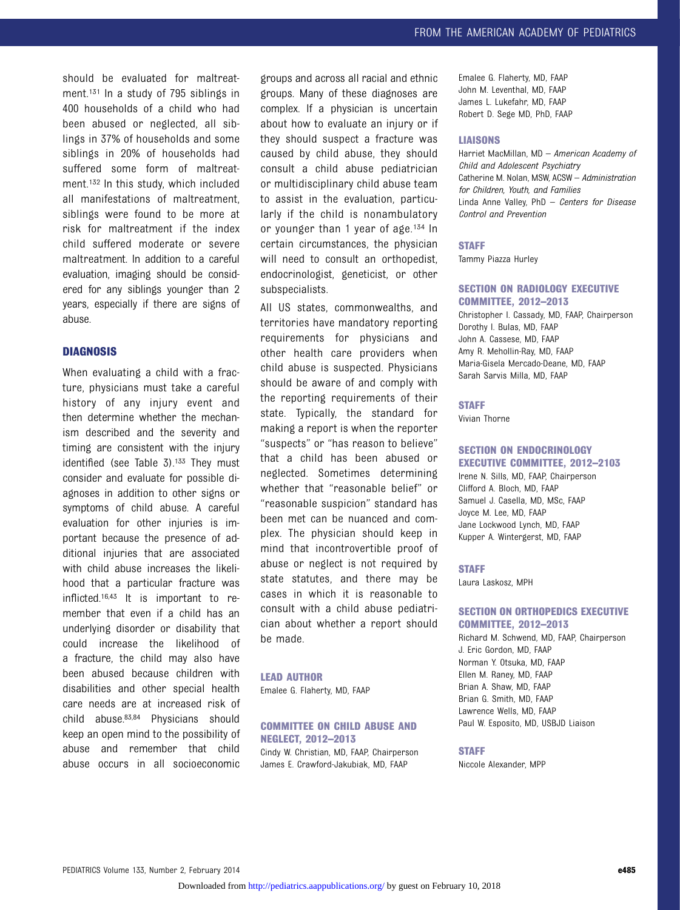should be evaluated for maltreatment.[131] In a study of 795 siblings in 400 households of a child who had been abused or neglected, all siblings in 37% of households and some siblings in 20% of households had suffered some form of maltreatment.[132] In this study, which included all manifestations of maltreatment, siblings were found to be more at risk for maltreatment if the index child suffered moderate or severe maltreatment. In addition to a careful evaluation, imaging should be considered for any siblings younger than 2 years, especially if there are signs of abuse.

## DIAGNOSIS

When evaluating a child with a fracture, physicians must take a careful history of any injury event and then determine whether the mechanism described and the severity and timing are consistent with the injury identified (see Table 3).[133] They must consider and evaluate for possible diagnoses in addition to other signs or symptoms of child abuse. A careful evaluation for other injuries is important because the presence of additional injuries that are associated with child abuse increases the likelihood that a particular fracture was inflicted.[16,43] It is important to remember that even if a child has an underlying disorder or disability that could increase the likelihood of a fracture, the child may also have been abused because children with disabilities and other special health care needs are at increased risk of child abuse.[83,84] Physicians should keep an open mind to the possibility of abuse and remember that child abuse occurs in all socioeconomic groups and across all racial and ethnic groups. Many of these diagnoses are complex. If a physician is uncertain about how to evaluate an injury or if they should suspect a fracture was caused by child abuse, they should consult a child abuse pediatrician or multidisciplinary child abuse team to assist in the evaluation, particularly if the child is nonambulatory or younger than 1 year of age.[134] In certain circumstances, the physician will need to consult an orthopedist, endocrinologist, geneticist, or other subspecialists.

All US states, commonwealths, and territories have mandatory reporting requirements for physicians and other health care providers when child abuse is suspected. Physicians should be aware of and comply with the reporting requirements of their state. Typically, the standard for making a report is when the reporter "suspects" or "has reason to believe" that a child has been abused or neglected. Sometimes determining whether that "reasonable belief" or "reasonable suspicion" standard has been met can be nuanced and complex. The physician should keep in mind that incontrovertible proof of abuse or neglect is not required by state statutes, and there may be cases in which it is reasonable to consult with a child abuse pediatrician about whether a report should be made.

### LEAD AUTHOR

Emalee G. Flaherty, MD, FAAP

### COMMITTEE ON CHILD ABUSE AND NEGLECT, 2012–2013

Cindy W. Christian, MD, FAAP, Chairperson
James E. Crawford-Jakubiak, MD, FAAP
Emalee G. Flaherty, MD, FAAP
John M. Leventhal, MD, FAAP
James L. Lukefahr, MD, FAAP
Robert D. Sege MD, PhD, FAAP

### LIAISONS

Harriet MacMillan, MD – *American Academy of Child and Adolescent Psychiatry*
Catherine M. Nolan, MSW, ACSW – *Administration for Children, Youth, and Families*
Linda Anne Valley, PhD – *Centers for Disease Control and Prevention*

### STAFF

Tammy Piazza Hurley

### SECTION ON RADIOLOGY EXECUTIVE COMMITTEE, 2012–2013

Christopher I. Cassady, MD, FAAP, Chairperson
Dorothy I. Bulas, MD, FAAP
John A. Cassese, MD, FAAP
Amy R. Mehollin-Ray, MD, FAAP
Maria-Gisela Mercado-Deane, MD, FAAP
Sarah Sarvis Milla, MD, FAAP

### STAFF

Vivian Thorne

### SECTION ON ENDOCRINOLOGY EXECUTIVE COMMITTEE, 2012–2103

Irene N. Sills, MD, FAAP, Chairperson
Clifford A. Bloch, MD, FAAP
Samuel J. Casella, MD, MSc, FAAP
Joyce M. Lee, MD, FAAP
Jane Lockwood Lynch, MD, FAAP
Kupper A. Wintergerst, MD, FAAP

### STAFF

Laura Laskosz, MPH

### SECTION ON ORTHOPEDICS EXECUTIVE COMMITTEE, 2012–2013

Richard M. Schwend, MD, FAAP, Chairperson
J. Eric Gordon, MD, FAAP
Norman Y. Otsuka, MD, FAAP
Ellen M. Raney, MD, FAAP
Brian A. Shaw, MD, FAAP
Brian G. Smith, MD, FAAP
Lawrence Wells, MD, FAAP
Paul W. Esposito, MD, USBJD Liaison

### STAFF

Niccole Alexander, MPP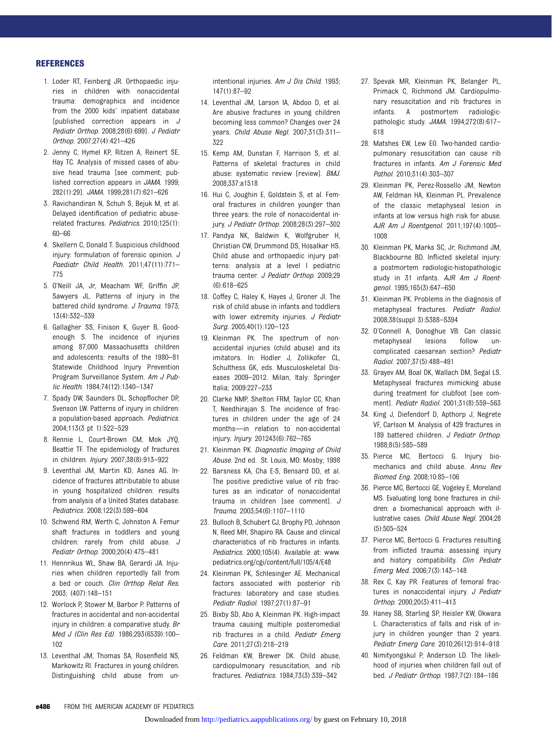## REFERENCES

1. Loder RT, Feinberg JR. Orthopaedic injuries in children with nonaccidental trauma: demographics and incidence from the 2000 kids' inpatient database [published correction appears in *J Pediatr Orthop.* 2008;28(6):699]. *J Pediatr Orthop.* 2007;27(4):421–426
2. Jenny C, Hymel KP, Ritzen A, Reinert SE, Hay TC. Analysis of missed cases of abusive head trauma [see comment; published correction appears in *JAMA.* 1999; 282(1):29]. *JAMA.* 1999;281(7):621–626
3. Ravichandiran N, Schuh S, Bejuk M, et al. Delayed identification of pediatric abuse-related fractures. *Pediatrics.* 2010;125(1): 60–66
4. Skellern C, Donald T. Suspicious childhood injury: formulation of forensic opinion. *J Paediatr Child Health.* 2011;47(11):771–775
5. O'Neill JA, Jr, Meacham WF, Griffin JP, Sawyers JL. Patterns of injury in the battered child syndrome. *J Trauma.* 1973; 13(4):332–339
6. Gallagher SS, Finison K, Guyer B, Goodenough S. The incidence of injuries among 87,000 Massachusetts children and adolescents: results of the 1980–81 Statewide Childhood Injury Prevention Program Surveillance System. *Am J Public Health.* 1984;74(12):1340–1347
7. Spady DW, Saunders DL, Schopflocher DP, Svenson LW. Patterns of injury in children: a population-based approach. *Pediatrics.* 2004;113(3 pt 1):522–529
8. Rennie L, Court-Brown CM, Mok JYQ, Beattie TF. The epidemiology of fractures in children. *Injury.* 2007;38(8):913–922
9. Leventhal JM, Martin KD, Asnes AG. Incidence of fractures attributable to abuse in young hospitalized children: results from analysis of a United States database. *Pediatrics.* 2008;122(3):599–604
10. Schwend RM, Werth C, Johnston A. Femur shaft fractures in toddlers and young children: rarely from child abuse. *J Pediatr Orthop.* 2000;20(4):475–481
11. Hennrikus WL, Shaw BA, Gerardi JA. Injuries when children reportedly fall from a bed or couch. *Clin Orthop Relat Res.* 2003; (407):148–151
12. Worlock P, Stower M, Barbor P. Patterns of fractures in accidental and non-accidental injury in children: a comparative study. *Br Med J (Clin Res Ed).* 1986;293(6539):100–102
13. Leventhal JM, Thomas SA, Rosenfield NS, Markowitz RI. Fractures in young children. Distinguishing child abuse from unintentional injuries. *Am J Dis Child.* 1993; 147(1):87–92
14. Leventhal JM, Larson IA, Abdoo D, et al. Are abusive fractures in young children becoming less common? Changes over 24 years. *Child Abuse Negl.* 2007;31(3):311–322
15. Kemp AM, Dunstan F, Harrison S, et al. Patterns of skeletal fractures in child abuse: systematic review [review]. *BMJ.* 2008;337:a1518
16. Hui C, Joughin E, Goldstein S, et al. Femoral fractures in children younger than three years: the role of nonaccidental injury. *J Pediatr Orthop.* 2008;28(3):297–302
17. Pandya NK, Baldwin K, Wolfgruber H, Christian CW, Drummond DS, Hosalkar HS. Child abuse and orthopaedic injury patterns: analysis at a level I pediatric trauma center. *J Pediatr Orthop.* 2009;29 (6):618–625
18. Coffey C, Haley K, Hayes J, Groner JI. The risk of child abuse in infants and toddlers with lower extremity injuries. *J Pediatr Surg.* 2005;40(1):120–123
19. Kleinman PK. The spectrum of nonaccidental injuries (child abuse) and its imitators. In: Hodler J, Zollikofer CL, Schulthess GK, eds. Musculoskeletal Diseases 2009–2012. Milan, Italy: Springer Italia; 2009:227–233
20. Clarke NMP, Shelton FRM, Taylor CC, Khan T, Needhirajan S. The incidence of fractures in children under the age of 24 months—in relation to non-accidental injury. *Injury.* 201243(6):762–765
21. Kleinman PK. *Diagnostic Imaging of Child Abuse.* 2nd ed. St. Louis, MO: Mosby; 1998
22. Barsness KA, Cha E-S, Bensard DD, et al. The positive predictive value of rib fractures as an indicator of nonaccidental trauma in children [see comment]. *J Trauma.* 2003;54(6):1107–1110
23. Bulloch B, Schubert CJ, Brophy PD, Johnson N, Reed MH, Shapiro RA. Cause and clinical characteristics of rib fractures in infants. *Pediatrics.* 2000;105(4). Available at: www.pediatrics.org/cgi/content/full/105/4/E48
24. Kleinman PK, Schlesinger AE. Mechanical factors associated with posterior rib fractures: laboratory and case studies. *Pediatr Radiol.* 1997;27(1):87–91
25. Bixby SD, Abo A, Kleinman PK. High-impact trauma causing multiple posteromedial rib fractures in a child. *Pediatr Emerg Care.* 2011;27(3):218–219
26. Feldman KW, Brewer DK. Child abuse, cardiopulmonary resuscitation, and rib fractures. *Pediatrics.* 1984;73(3):339–342
27. Spevak MR, Kleinman PK, Belanger PL, Primack C, Richmond JM. Cardiopulmonary resuscitation and rib fractures in infants. A postmortem radiologic-pathologic study. *JAMA.* 1994;272(8):617–618
28. Matshes EW, Lew EO. Two-handed cardiopulmonary resuscitation can cause rib fractures in infants. *Am J Forensic Med Pathol.* 2010;31(4):303–307
29. Kleinman PK, Perez-Rossello JM, Newton AW, Feldman HA, Kleinman PL. Prevalence of the classic metaphyseal lesion in infants at low versus high risk for abuse. *AJR Am J Roentgenol.* 2011;197(4):1005–1008
30. Kleinman PK, Marks SC, Jr, Richmond JM, Blackbourne BD. Inflicted skeletal injury: a postmortem radiologic-histopathologic study in 31 infants. *AJR Am J Roentgenol.* 1995;165(3):647–650
31. Kleinman PK. Problems in the diagnosis of metaphyseal fractures. *Pediatr Radiol.* 2008;38(suppl 3):S388–S394
32. O'Connell A, Donoghue VB. Can classic metaphyseal lesions follow uncomplicated caesarean section? *Pediatr Radiol.* 2007;37(5):488–491
33. Grayev AM, Boal DK, Wallach DM, Segal LS. Metaphyseal fractures mimicking abuse during treatment for clubfoot [see comment]. *Pediatr Radiol.* 2001;31(8):559–563
34. King J, Diefendorf D, Apthorp J, Negrete VF, Carlson M. Analysis of 429 fractures in 189 battered children. *J Pediatr Orthop.* 1988;8(5):585–589
35. Pierce MC, Bertocci G. Injury biomechanics and child abuse. *Annu Rev Biomed Eng.* 2008;10:85–106
36. Pierce MC, Bertocci GE, Vogeley E, Moreland MS. Evaluating long bone fractures in children: a biomechanical approach with illustrative cases. *Child Abuse Negl.* 2004;28 (5):505–524
37. Pierce MC, Bertocci G. Fractures resulting from inflicted trauma: assessing injury and history compatibility. *Clin Pediatr Emerg Med.* 2006;7(3):143–148
38. Rex C, Kay PR. Features of femoral fractures in nonaccidental injury. *J Pediatr Orthop.* 2000;20(3):411–413
39. Haney SB, Starling SP, Heisler KW, Okwara L. Characteristics of falls and risk of injury in children younger than 2 years. *Pediatr Emerg Care.* 2010;26(12):914–918
40. Nimityongskul P, Anderson LD. The likelihood of injuries when children fall out of bed. *J Pediatr Orthop.* 1987;7(2):184–186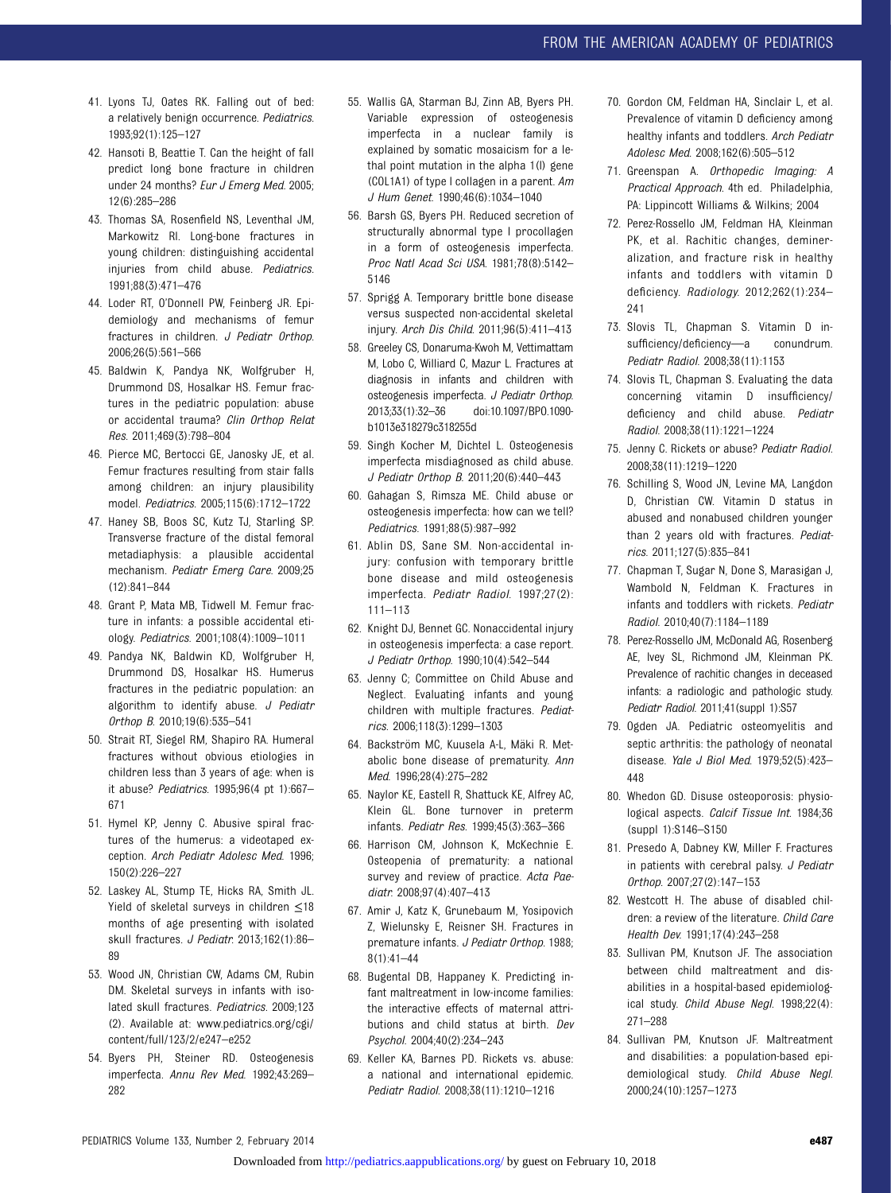41. Lyons TJ, Oates RK. Falling out of bed: a relatively benign occurrence. *Pediatrics*. 1993;92(1):125–127
42. Hansoti B, Beattie T. Can the height of fall predict long bone fracture in children under 24 months? *Eur J Emerg Med*. 2005; 12(6):285–286
43. Thomas SA, Rosenfield NS, Leventhal JM, Markowitz RI. Long-bone fractures in young children: distinguishing accidental injuries from child abuse. *Pediatrics*. 1991;88(3):471–476
44. Loder RT, O'Donnell PW, Feinberg JR. Epidemiology and mechanisms of femur fractures in children. *J Pediatr Orthop*. 2006;26(5):561–566
45. Baldwin K, Pandya NK, Wolfgruber H, Drummond DS, Hosalkar HS. Femur fractures in the pediatric population: abuse or accidental trauma? *Clin Orthop Relat Res*. 2011;469(3):798–804
46. Pierce MC, Bertocci GE, Janosky JE, et al. Femur fractures resulting from stair falls among children: an injury plausibility model. *Pediatrics*. 2005;115(6):1712–1722
47. Haney SB, Boos SC, Kutz TJ, Starling SP. Transverse fracture of the distal femoral metadiaphysis: a plausible accidental mechanism. *Pediatr Emerg Care*. 2009;25 (12):841–844
48. Grant P, Mata MB, Tidwell M. Femur fracture in infants: a possible accidental etiology. *Pediatrics*. 2001;108(4):1009–1011
49. Pandya NK, Baldwin KD, Wolfgruber H, Drummond DS, Hosalkar HS. Humerus fractures in the pediatric population: an algorithm to identify abuse. *J Pediatr Orthop B*. 2010;19(6):535–541
50. Strait RT, Siegel RM, Shapiro RA. Humeral fractures without obvious etiologies in children less than 3 years of age: when is it abuse? *Pediatrics*. 1995;96(4 pt 1):667–671
51. Hymel KP, Jenny C. Abusive spiral fractures of the humerus: a videotaped exception. *Arch Pediatr Adolesc Med*. 1996; 150(2):226–227
52. Laskey AL, Stump TE, Hicks RA, Smith JL. Yield of skeletal surveys in children ≤18 months of age presenting with isolated skull fractures. *J Pediatr*. 2013;162(1):86–89
53. Wood JN, Christian CW, Adams CM, Rubin DM. Skeletal surveys in infants with isolated skull fractures. *Pediatrics*. 2009;123 (2). Available at: www.pediatrics.org/cgi/content/full/123/2/e247–e252
54. Byers PH, Steiner RD. Osteogenesis imperfecta. *Annu Rev Med*. 1992;43:269–282
55. Wallis GA, Starman BJ, Zinn AB, Byers PH. Variable expression of osteogenesis imperfecta in a nuclear family is explained by somatic mosaicism for a lethal point mutation in the alpha 1(I) gene (COL1A1) of type I collagen in a parent. *Am J Hum Genet*. 1990;46(6):1034–1040
56. Barsh GS, Byers PH. Reduced secretion of structurally abnormal type I procollagen in a form of osteogenesis imperfecta. *Proc Natl Acad Sci USA*. 1981;78(8):5142–5146
57. Sprigg A. Temporary brittle bone disease versus suspected non-accidental skeletal injury. *Arch Dis Child*. 2011;96(5):411–413
58. Greeley CS, Donaruma-Kwoh M, Vettimattam M, Lobo C, Williard C, Mazur L. Fractures at diagnosis in infants and children with osteogenesis imperfecta. *J Pediatr Orthop*. 2013;33(1):32–36 doi:10.1097/BPO.1090-b1013e318279c318255d
59. Singh Kocher M, Dichtel L. Osteogenesis imperfecta misdiagnosed as child abuse. *J Pediatr Orthop B*. 2011;20(6):440–443
60. Gahagan S, Rimsza ME. Child abuse or osteogenesis imperfecta: how can we tell? *Pediatrics*. 1991;88(5):987–992
61. Ablin DS, Sane SM. Non-accidental injury: confusion with temporary brittle bone disease and mild osteogenesis imperfecta. *Pediatr Radiol*. 1997;27(2): 111–113
62. Knight DJ, Bennet GC. Nonaccidental injury in osteogenesis imperfecta: a case report. *J Pediatr Orthop*. 1990;10(4):542–544
63. Jenny C; Committee on Child Abuse and Neglect. Evaluating infants and young children with multiple fractures. *Pediatrics*. 2006;118(3):1299–1303
64. Backström MC, Kuusela A-L, Mäki R. Metabolic bone disease of prematurity. *Ann Med*. 1996;28(4):275–282
65. Naylor KE, Eastell R, Shattuck KE, Alfrey AC, Klein GL. Bone turnover in preterm infants. *Pediatr Res*. 1999;45(3):363–366
66. Harrison CM, Johnson K, McKechnie E. Osteopenia of prematurity: a national survey and review of practice. *Acta Paediatr*. 2008;97(4):407–413
67. Amir J, Katz K, Grunebaum M, Yosipovich Z, Wielunsky E, Reisner SH. Fractures in premature infants. *J Pediatr Orthop*. 1988; 8(1):41–44
68. Bugental DB, Happaney K. Predicting infant maltreatment in low-income families: the interactive effects of maternal attributions and child status at birth. *Dev Psychol*. 2004;40(2):234–243
69. Keller KA, Barnes PD. Rickets vs. abuse: a national and international epidemic. *Pediatr Radiol*. 2008;38(11):1210–1216
70. Gordon CM, Feldman HA, Sinclair L, et al. Prevalence of vitamin D deficiency among healthy infants and toddlers. *Arch Pediatr Adolesc Med*. 2008;162(6):505–512
71. Greenspan A. *Orthopedic Imaging: A Practical Approach*. 4th ed. Philadelphia, PA: Lippincott Williams & Wilkins; 2004
72. Perez-Rossello JM, Feldman HA, Kleinman PK, et al. Rachitic changes, demineralization, and fracture risk in healthy infants and toddlers with vitamin D deficiency. *Radiology*. 2012;262(1):234–241
73. Slovis TL, Chapman S. Vitamin D insufficiency/deficiency—a conundrum. *Pediatr Radiol*. 2008;38(11):1153
74. Slovis TL, Chapman S. Evaluating the data concerning vitamin D insufficiency/deficiency and child abuse. *Pediatr Radiol*. 2008;38(11):1221–1224
75. Jenny C. Rickets or abuse? *Pediatr Radiol*. 2008;38(11):1219–1220
76. Schilling S, Wood JN, Levine MA, Langdon D, Christian CW. Vitamin D status in abused and nonabused children younger than 2 years old with fractures. *Pediatrics*. 2011;127(5):835–841
77. Chapman T, Sugar N, Done S, Marasigan J, Wambold N, Feldman K. Fractures in infants and toddlers with rickets. *Pediatr Radiol*. 2010;40(7):1184–1189
78. Perez-Rossello JM, McDonald AG, Rosenberg AE, Ivey SL, Richmond JM, Kleinman PK. Prevalence of rachitic changes in deceased infants: a radiologic and pathologic study. *Pediatr Radiol*. 2011;41(suppl 1):S57
79. Ogden JA. Pediatric osteomyelitis and septic arthritis: the pathology of neonatal disease. *Yale J Biol Med*. 1979;52(5):423–448
80. Whedon GD. Disuse osteoporosis: physiological aspects. *Calcif Tissue Int*. 1984;36 (suppl 1):S146–S150
81. Presedo A, Dabney KW, Miller F. Fractures in patients with cerebral palsy. *J Pediatr Orthop*. 2007;27(2):147–153
82. Westcott H. The abuse of disabled children: a review of the literature. *Child Care Health Dev*. 1991;17(4):243–258
83. Sullivan PM, Knutson JF. The association between child maltreatment and disabilities in a hospital-based epidemiological study. *Child Abuse Negl*. 1998;22(4): 271–288
84. Sullivan PM, Knutson JF. Maltreatment and disabilities: a population-based epidemiological study. *Child Abuse Negl*. 2000;24(10):1257–1273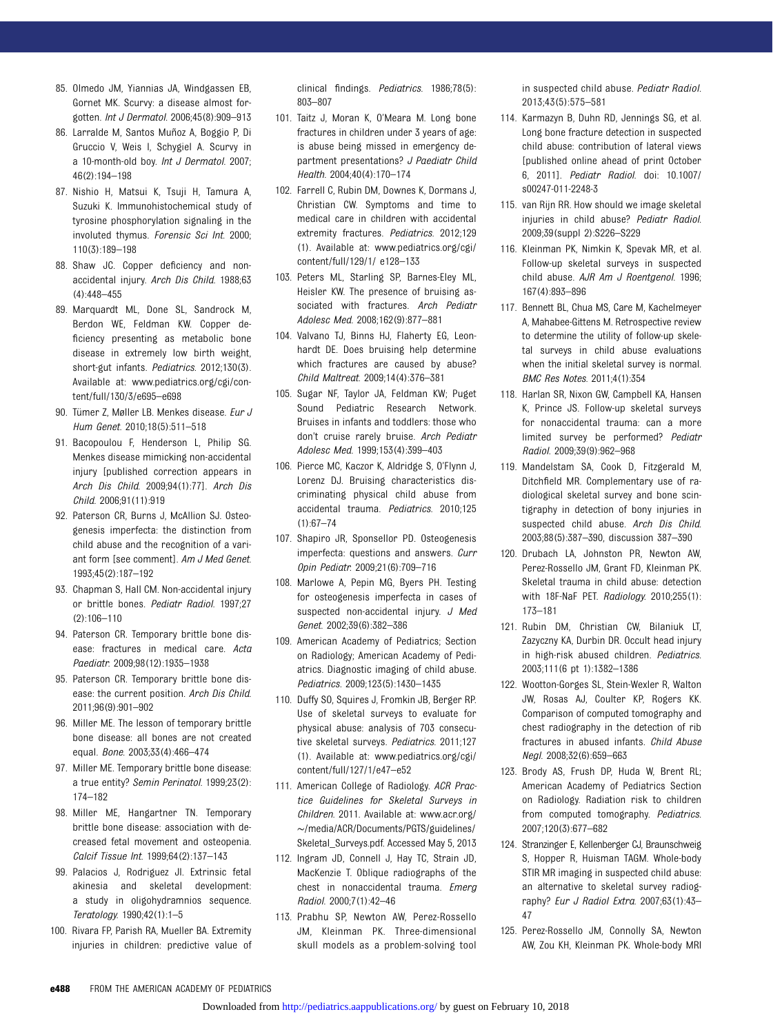85. Olmedo JM, Yiannias JA, Windgassen EB, Gornet MK. Scurvy: a disease almost forgotten. *Int J Dermatol*. 2006;45(8):909–913
86. Larralde M, Santos Muñoz A, Boggio P, Di Gruccio V, Weis I, Schygiel A. Scurvy in a 10-month-old boy. *Int J Dermatol*. 2007; 46(2):194–198
87. Nishio H, Matsui K, Tsuji H, Tamura A, Suzuki K. Immunohistochemical study of tyrosine phosphorylation signaling in the involuted thymus. *Forensic Sci Int*. 2000; 110(3):189–198
88. Shaw JC. Copper deficiency and non-accidental injury. *Arch Dis Child*. 1988;63 (4):448–455
89. Marquardt ML, Done SL, Sandrock M, Berdon WE, Feldman KW. Copper deficiency presenting as metabolic bone disease in extremely low birth weight, short-gut infants. *Pediatrics*. 2012;130(3). Available at: www.pediatrics.org/cgi/content/full/130/3/e695–e698
90. Tümer Z, Møller LB. Menkes disease. *Eur J Hum Genet*. 2010;18(5):511–518
91. Bacopoulou F, Henderson L, Philip SG. Menkes disease mimicking non-accidental injury [published correction appears in *Arch Dis Child*. 2009;94(1):77]. *Arch Dis Child*. 2006;91(11):919
92. Paterson CR, Burns J, McAllion SJ. Osteogenesis imperfecta: the distinction from child abuse and the recognition of a variant form [see comment]. *Am J Med Genet*. 1993;45(2):187–192
93. Chapman S, Hall CM. Non-accidental injury or brittle bones. *Pediatr Radiol*. 1997;27 (2):106–110
94. Paterson CR. Temporary brittle bone disease: fractures in medical care. *Acta Paediatr*. 2009;98(12):1935–1938
95. Paterson CR. Temporary brittle bone disease: the current position. *Arch Dis Child*. 2011;96(9):901–902
96. Miller ME. The lesson of temporary brittle bone disease: all bones are not created equal. *Bone*. 2003;33(4):466–474
97. Miller ME. Temporary brittle bone disease: a true entity? *Semin Perinatol*. 1999;23(2): 174–182
98. Miller ME, Hangartner TN. Temporary brittle bone disease: association with decreased fetal movement and osteopenia. *Calcif Tissue Int*. 1999;64(2):137–143
99. Palacios J, Rodriguez JI. Extrinsic fetal akinesia and skeletal development: a study in oligohydramnios sequence. *Teratology*. 1990;42(1):1–5
100. Rivara FP, Parish RA, Mueller BA. Extremity injuries in children: predictive value of clinical findings. *Pediatrics*. 1986;78(5): 803–807
101. Taitz J, Moran K, O'Meara M. Long bone fractures in children under 3 years of age: is abuse being missed in emergency department presentations? *J Paediatr Child Health*. 2004;40(4):170–174
102. Farrell C, Rubin DM, Downes K, Dormans J, Christian CW. Symptoms and time to medical care in children with accidental extremity fractures. *Pediatrics*. 2012;129 (1). Available at: www.pediatrics.org/cgi/content/full/129/1/ e128–133
103. Peters ML, Starling SP, Barnes-Eley ML, Heisler KW. The presence of bruising associated with fractures. *Arch Pediatr Adolesc Med*. 2008;162(9):877–881
104. Valvano TJ, Binns HJ, Flaherty EG, Leonhardt DE. Does bruising help determine which fractures are caused by abuse? *Child Maltreat*. 2009;14(4):376–381
105. Sugar NF, Taylor JA, Feldman KW; Puget Sound Pediatric Research Network. Bruises in infants and toddlers: those who don't cruise rarely bruise. *Arch Pediatr Adolesc Med*. 1999;153(4):399–403
106. Pierce MC, Kaczor K, Aldridge S, O'Flynn J, Lorenz DJ. Bruising characteristics discriminating physical child abuse from accidental trauma. *Pediatrics*. 2010;125 (1):67–74
107. Shapiro JR, Sponsellor PD. Osteogenesis imperfecta: questions and answers. *Curr Opin Pediatr*. 2009;21(6):709–716
108. Marlowe A, Pepin MG, Byers PH. Testing for osteogenesis imperfecta in cases of suspected non-accidental injury. *J Med Genet*. 2002;39(6):382–386
109. American Academy of Pediatrics; Section on Radiology; American Academy of Pediatrics. Diagnostic imaging of child abuse. *Pediatrics*. 2009;123(5):1430–1435
110. Duffy SO, Squires J, Fromkin JB, Berger RP. Use of skeletal surveys to evaluate for physical abuse: analysis of 703 consecutive skeletal surveys. *Pediatrics*. 2011;127 (1). Available at: www.pediatrics.org/cgi/content/full/127/1/e47–e52
111. American College of Radiology. *ACR Practice Guidelines for Skeletal Surveys in Children*. 2011. Available at: www.acr.org/∼/media/ACR/Documents/PGTS/guidelines/Skeletal_Surveys.pdf. Accessed May 5, 2013
112. Ingram JD, Connell J, Hay TC, Strain JD, MacKenzie T. Oblique radiographs of the chest in nonaccidental trauma. *Emerg Radiol*. 2000;7(1):42–46
113. Prabhu SP, Newton AW, Perez-Rossello JM, Kleinman PK. Three-dimensional skull models as a problem-solving tool in suspected child abuse. *Pediatr Radiol*. 2013;43(5):575–581
114. Karmazyn B, Duhn RD, Jennings SG, et al. Long bone fracture detection in suspected child abuse: contribution of lateral views [published online ahead of print October 6, 2011]. *Pediatr Radiol*. doi: 10.1007/s00247-011-2248-3
115. van Rijn RR. How should we image skeletal injuries in child abuse? *Pediatr Radiol*. 2009;39(suppl 2):S226–S229
116. Kleinman PK, Nimkin K, Spevak MR, et al. Follow-up skeletal surveys in suspected child abuse. *AJR Am J Roentgenol*. 1996; 167(4):893–896
117. Bennett BL, Chua MS, Care M, Kachelmeyer A, Mahabee-Gittens M. Retrospective review to determine the utility of follow-up skeletal surveys in child abuse evaluations when the initial skeletal survey is normal. *BMC Res Notes*. 2011;4(1):354
118. Harlan SR, Nixon GW, Campbell KA, Hansen K, Prince JS. Follow-up skeletal surveys for nonaccidental trauma: can a more limited survey be performed? *Pediatr Radiol*. 2009;39(9):962–968
119. Mandelstam SA, Cook D, Fitzgerald M, Ditchfield MR. Complementary use of radiological skeletal survey and bone scintigraphy in detection of bony injuries in suspected child abuse. *Arch Dis Child*. 2003;88(5):387–390, discussion 387–390
120. Drubach LA, Johnston PR, Newton AW, Perez-Rossello JM, Grant FD, Kleinman PK. Skeletal trauma in child abuse: detection with 18F-NaF PET. *Radiology*. 2010;255(1): 173–181
121. Rubin DM, Christian CW, Bilaniuk LT, Zazyczny KA, Durbin DR. Occult head injury in high-risk abused children. *Pediatrics*. 2003;111(6 pt 1):1382–1386
122. Wootton-Gorges SL, Stein-Wexler R, Walton JW, Rosas AJ, Coulter KP, Rogers KK. Comparison of computed tomography and chest radiography in the detection of rib fractures in abused infants. *Child Abuse Negl*. 2008;32(6):659–663
123. Brody AS, Frush DP, Huda W, Brent RL; American Academy of Pediatrics Section on Radiology. Radiation risk to children from computed tomography. *Pediatrics*. 2007;120(3):677–682
124. Stranzinger E, Kellenberger CJ, Braunschweig S, Hopper R, Huisman TAGM. Whole-body STIR MR imaging in suspected child abuse: an alternative to skeletal survey radiography? *Eur J Radiol Extra*. 2007;63(1):43–47
125. Perez-Rossello JM, Connolly SA, Newton AW, Zou KH, Kleinman PK. Whole-body MRI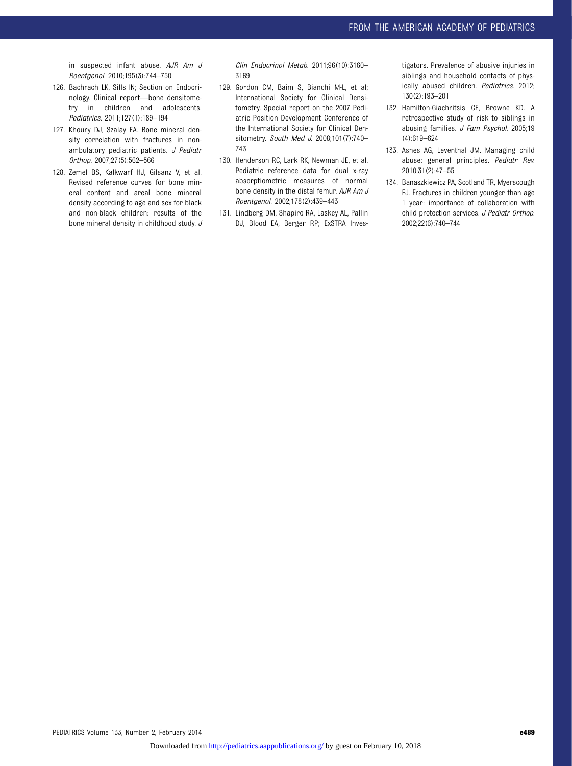in suspected infant abuse. *AJR Am J Roentgenol.* 2010;195(3):744–750

126. Bachrach LK, Sills IN; Section on Endocrinology. Clinical report—bone densitometry in children and adolescents. *Pediatrics.* 2011;127(1):189–194
127. Khoury DJ, Szalay EA. Bone mineral density correlation with fractures in nonambulatory pediatric patients. *J Pediatr Orthop.* 2007;27(5):562–566
128. Zemel BS, Kalkwarf HJ, Gilsanz V, et al. Revised reference curves for bone mineral content and areal bone mineral density according to age and sex for black and non-black children: results of the bone mineral density in childhood study. *J Clin Endocrinol Metab.* 2011;96(10):3160–3169
129. Gordon CM, Baim S, Bianchi M-L, et al; International Society for Clinical Densitometry. Special report on the 2007 Pediatric Position Development Conference of the International Society for Clinical Densitometry. *South Med J.* 2008;101(7):740–743
130. Henderson RC, Lark RK, Newman JE, et al. Pediatric reference data for dual x-ray absorptiometric measures of normal bone density in the distal femur. *AJR Am J Roentgenol.* 2002;178(2):439–443
131. Lindberg DM, Shapiro RA, Laskey AL, Pallin DJ, Blood EA, Berger RP; ExSTRA Investigators. Prevalence of abusive injuries in siblings and household contacts of physically abused children. *Pediatrics.* 2012;130(2):193–201
132. Hamilton-Giachritsis CE, Browne KD. A retrospective study of risk to siblings in abusing families. *J Fam Psychol.* 2005;19(4):619–624
133. Asnes AG, Leventhal JM. Managing child abuse: general principles. *Pediatr Rev.* 2010;31(2):47–55
134. Banaszkiewicz PA, Scotland TR, Myerscough EJ. Fractures in children younger than age 1 year: importance of collaboration with child protection services. *J Pediatr Orthop.* 2002;22(6):740–744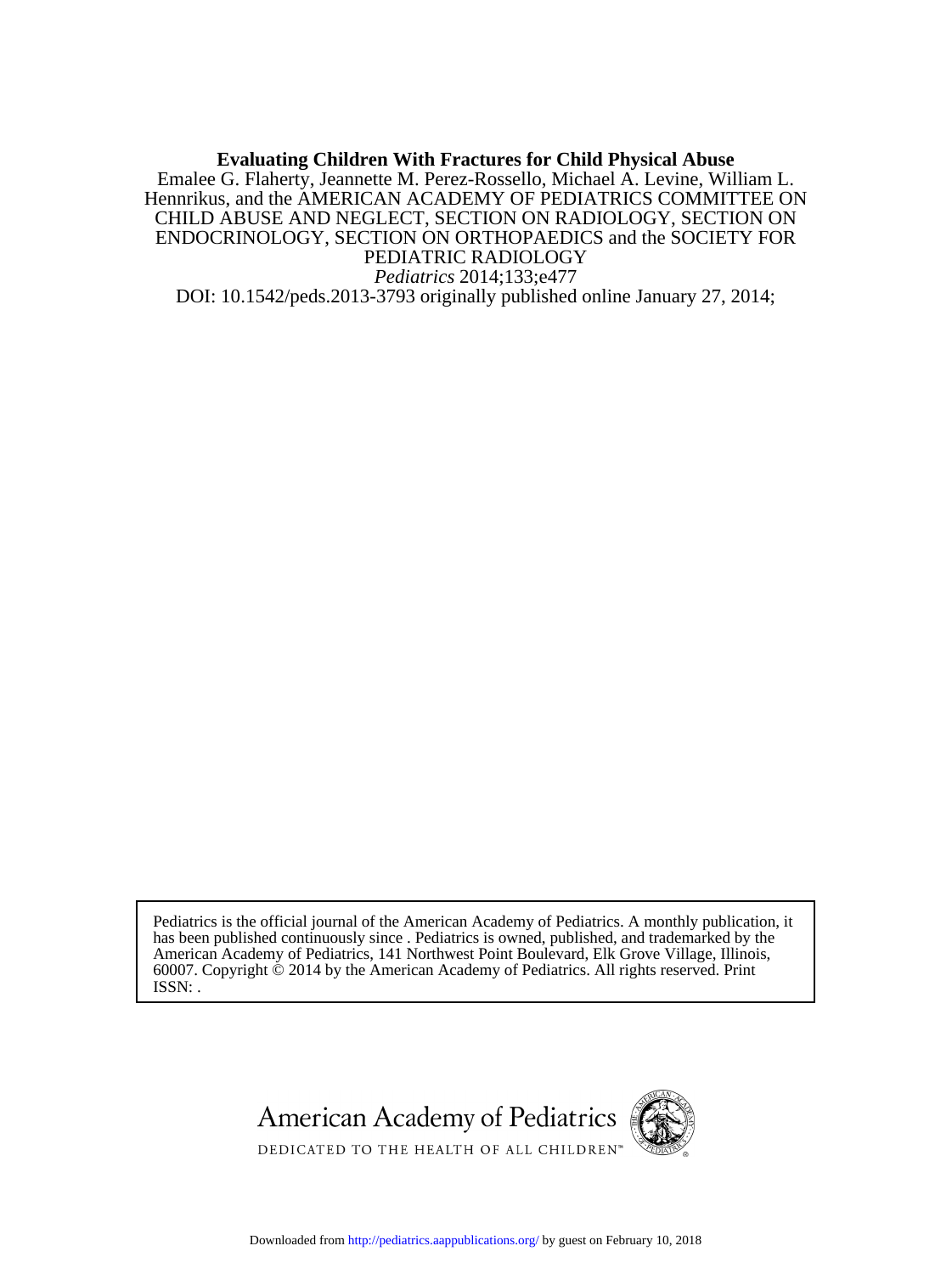**Evaluating Children With Fractures for Child Physical Abuse**

Emalee G. Flaherty, Jeannette M. Perez-Rossello, Michael A. Levine, William L. Hennrikus, and the AMERICAN ACADEMY OF PEDIATRICS COMMITTEE ON CHILD ABUSE AND NEGLECT, SECTION ON RADIOLOGY, SECTION ON ENDOCRINOLOGY, SECTION ON ORTHOPAEDICS and the SOCIETY FOR PEDIATRIC RADIOLOGY

*Pediatrics* 2014;133;e477

DOI: 10.1542/peds.2013-3793 originally published online January 27, 2014;

Pediatrics is the official journal of the American Academy of Pediatrics. A monthly publication, it has been published continuously since . Pediatrics is owned, published, and trademarked by the American Academy of Pediatrics, 141 Northwest Point Boulevard, Elk Grove Village, Illinois, 60007. Copyright © 2014 by the American Academy of Pediatrics. All rights reserved. Print ISSN: .

American Academy of Pediatrics

DEDICATED TO THE HEALTH OF ALL CHILDREN™

Downloaded from http://pediatrics.aappublications.org/ by guest on February 10, 2018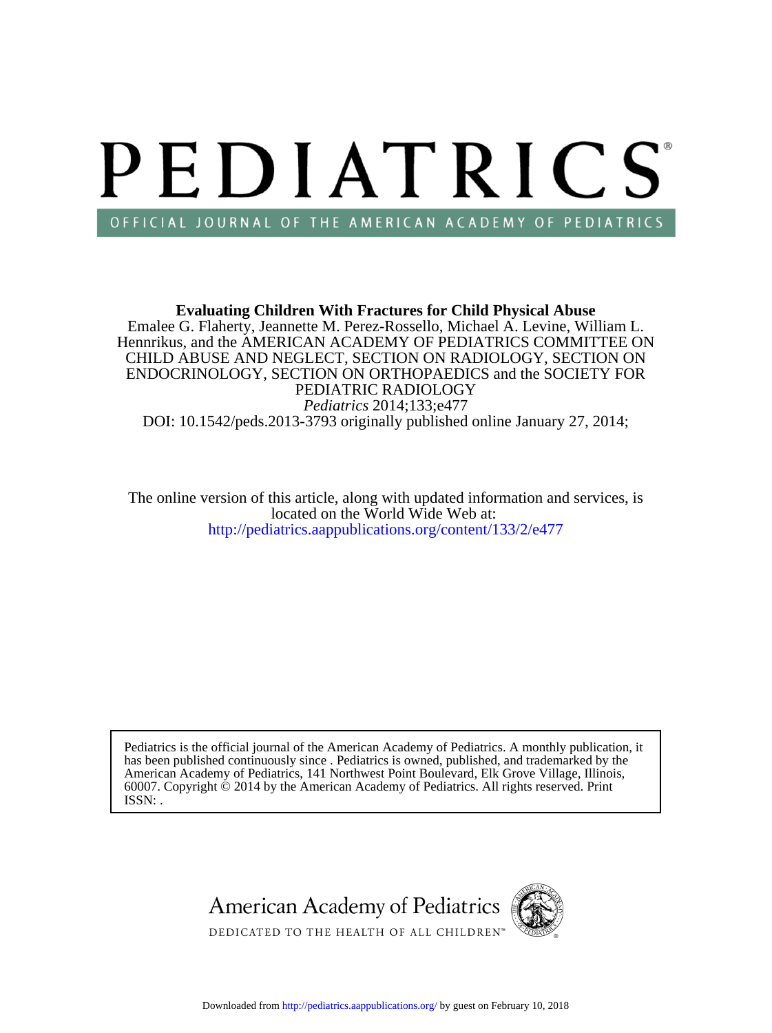**Evaluating Children With Fractures for Child Physical Abuse**

Emalee G. Flaherty, Jeannette M. Perez-Rossello, Michael A. Levine, William L. Hennrikus, and the AMERICAN ACADEMY OF PEDIATRICS COMMITTEE ON CHILD ABUSE AND NEGLECT, SECTION ON RADIOLOGY, SECTION ON ENDOCRINOLOGY, SECTION ON ORTHOPAEDICS and the SOCIETY FOR PEDIATRIC RADIOLOGY

*Pediatrics* 2014;133;e477

DOI: 10.1542/peds.2013-3793 originally published online January 27, 2014;

The online version of this article, along with updated information and services, is located on the World Wide Web at:
http://pediatrics.aappublications.org/content/133/2/e477

Pediatrics is the official journal of the American Academy of Pediatrics. A monthly publication, it has been published continuously since . Pediatrics is owned, published, and trademarked by the American Academy of Pediatrics, 141 Northwest Point Boulevard, Elk Grove Village, Illinois, 60007. Copyright © 2014 by the American Academy of Pediatrics. All rights reserved. Print ISSN: .

American Academy of Pediatrics

DEDICATED TO THE HEALTH OF ALL CHILDREN™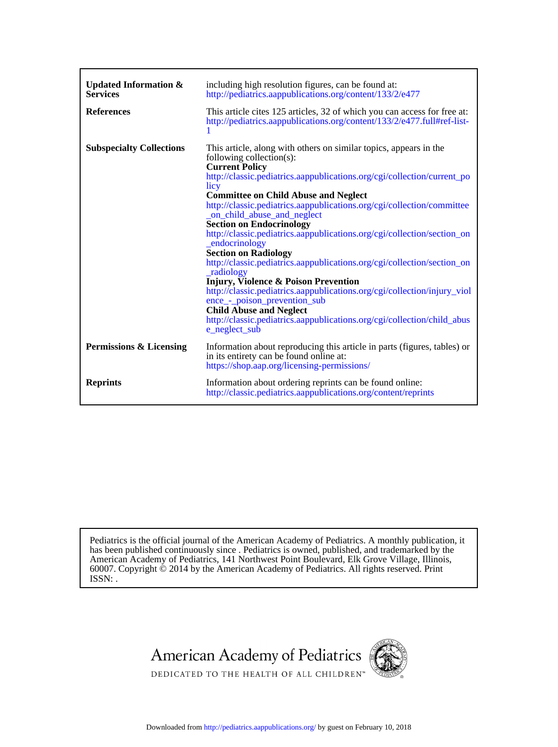| | |
|---|---|
| **Updated Information & Services** | including high resolution figures, can be found at: http://pediatrics.aappublications.org/content/133/2/e477 |
| **References** | This article cites 125 articles, 32 of which you can access for free at: http://pediatrics.aappublications.org/content/133/2/e477.full#ref-list-1 |
| **Subspecialty Collections** | This article, along with others on similar topics, appears in the following collection(s): **Current Policy** http://classic.pediatrics.aappublications.org/cgi/collection/current_policy **Committee on Child Abuse and Neglect** http://classic.pediatrics.aappublications.org/cgi/collection/committee_on_child_abuse_and_neglect **Section on Endocrinology** http://classic.pediatrics.aappublications.org/cgi/collection/section_on_endocrinology **Section on Radiology** http://classic.pediatrics.aappublications.org/cgi/collection/section_on_radiology **Injury, Violence & Poison Prevention** http://classic.pediatrics.aappublications.org/cgi/collection/injury_violence_-_poison_prevention_sub **Child Abuse and Neglect** http://classic.pediatrics.aappublications.org/cgi/collection/child_abuse_neglect_sub |
| **Permissions & Licensing** | Information about reproducing this article in parts (figures, tables) or in its entirety can be found online at: https://shop.aap.org/licensing-permissions/ |
| **Reprints** | Information about ordering reprints can be found online: http://classic.pediatrics.aappublications.org/content/reprints |

Pediatrics is the official journal of the American Academy of Pediatrics. A monthly publication, it has been published continuously since . Pediatrics is owned, published, and trademarked by the American Academy of Pediatrics, 141 Northwest Point Boulevard, Elk Grove Village, Illinois, 60007. Copyright © 2014 by the American Academy of Pediatrics. All rights reserved. Print ISSN: .

American Academy of Pediatrics

DEDICATED TO THE HEALTH OF ALL CHILDREN™

Downloaded from http://pediatrics.aappublications.org/ by guest on February 10, 2018